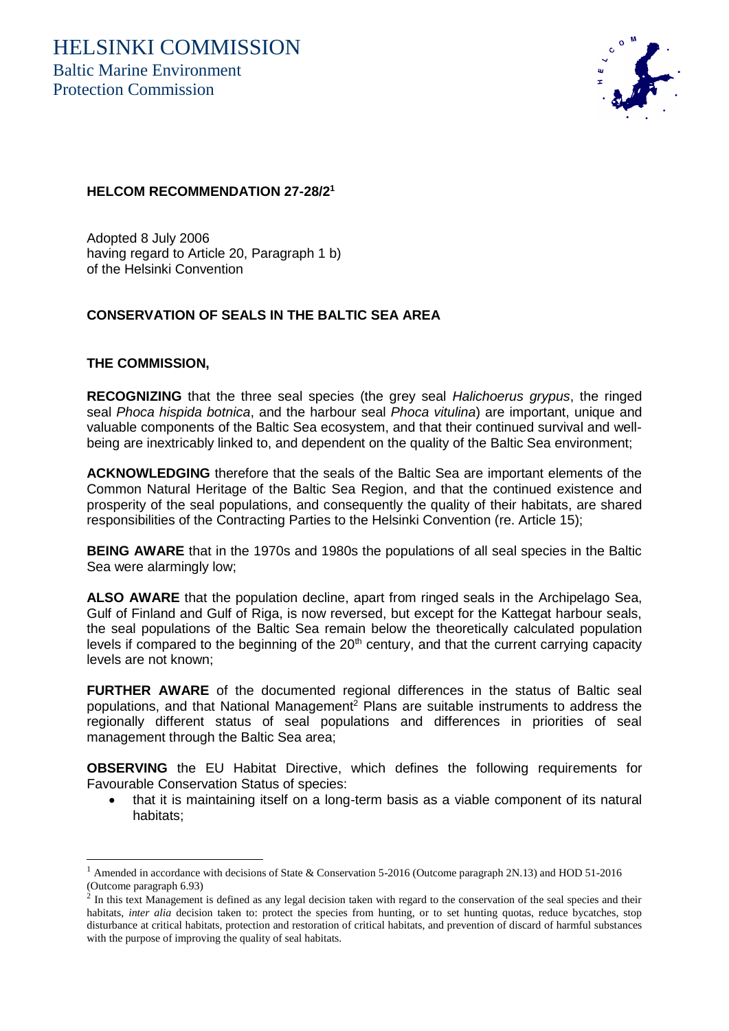# HELSINKI COMMISSION

Baltic Marine Environment Protection Commission

**HELCOM RECOMMENDATION 27-28/2[1]**

Adopted 8 July 2006
having regard to Article 20, Paragraph 1 b)
of the Helsinki Convention

**CONSERVATION OF SEALS IN THE BALTIC SEA AREA**

**THE COMMISSION,**

**RECOGNIZING** that the three seal species (the grey seal *Halichoerus grypus*, the ringed seal *Phoca hispida botnica*, and the harbour seal *Phoca vitulina*) are important, unique and valuable components of the Baltic Sea ecosystem, and that their continued survival and well-being are inextricably linked to, and dependent on the quality of the Baltic Sea environment;

**ACKNOWLEDGING** therefore that the seals of the Baltic Sea are important elements of the Common Natural Heritage of the Baltic Sea Region, and that the continued existence and prosperity of the seal populations, and consequently the quality of their habitats, are shared responsibilities of the Contracting Parties to the Helsinki Convention (re. Article 15);

**BEING AWARE** that in the 1970s and 1980s the populations of all seal species in the Baltic Sea were alarmingly low;

**ALSO AWARE** that the population decline, apart from ringed seals in the Archipelago Sea, Gulf of Finland and Gulf of Riga, is now reversed, but except for the Kattegat harbour seals, the seal populations of the Baltic Sea remain below the theoretically calculated population levels if compared to the beginning of the 20th century, and that the current carrying capacity levels are not known;

**FURTHER AWARE** of the documented regional differences in the status of Baltic seal populations, and that National Management[2] Plans are suitable instruments to address the regionally different status of seal populations and differences in priorities of seal management through the Baltic Sea area;

**OBSERVING** the EU Habitat Directive, which defines the following requirements for Favourable Conservation Status of species:

- that it is maintaining itself on a long-term basis as a viable component of its natural habitats;

---

[1] Amended in accordance with decisions of State & Conservation 5-2016 (Outcome paragraph 2N.13) and HOD 51-2016 (Outcome paragraph 6.93)

[2] In this text Management is defined as any legal decision taken with regard to the conservation of the seal species and their habitats, *inter alia* decision taken to: protect the species from hunting, or to set hunting quotas, reduce bycatches, stop disturbance at critical habitats, protection and restoration of critical habitats, and prevention of discard of harmful substances with the purpose of improving the quality of seal habitats.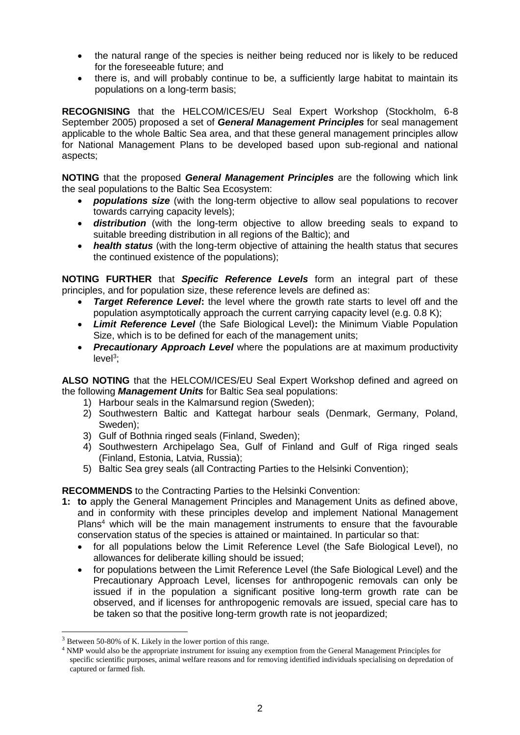- the natural range of the species is neither being reduced nor is likely to be reduced for the foreseeable future; and
- there is, and will probably continue to be, a sufficiently large habitat to maintain its populations on a long-term basis;

**RECOGNISING** that the HELCOM/ICES/EU Seal Expert Workshop (Stockholm, 6-8 September 2005) proposed a set of ***General Management Principles*** for seal management applicable to the whole Baltic Sea area, and that these general management principles allow for National Management Plans to be developed based upon sub-regional and national aspects;

**NOTING** that the proposed ***General Management Principles*** are the following which link the seal populations to the Baltic Sea Ecosystem:

- ***populations size*** (with the long-term objective to allow seal populations to recover towards carrying capacity levels);
- ***distribution*** (with the long-term objective to allow breeding seals to expand to suitable breeding distribution in all regions of the Baltic); and
- ***health status*** (with the long-term objective of attaining the health status that secures the continued existence of the populations);

**NOTING FURTHER** that ***Specific Reference Levels*** form an integral part of these principles, and for population size, these reference levels are defined as:

- ***Target Reference Level*:** the level where the growth rate starts to level off and the population asymptotically approach the current carrying capacity level (e.g. 0.8 K);
- ***Limit Reference Level*** (the Safe Biological Level)**:** the Minimum Viable Population Size, which is to be defined for each of the management units;
- ***Precautionary Approach Level*** where the populations are at maximum productivity level[3];

**ALSO NOTING** that the HELCOM/ICES/EU Seal Expert Workshop defined and agreed on the following ***Management Units*** for Baltic Sea seal populations:

1) Harbour seals in the Kalmarsund region (Sweden);
2) Southwestern Baltic and Kattegat harbour seals (Denmark, Germany, Poland, Sweden);
3) Gulf of Bothnia ringed seals (Finland, Sweden);
4) Southwestern Archipelago Sea, Gulf of Finland and Gulf of Riga ringed seals (Finland, Estonia, Latvia, Russia);
5) Baltic Sea grey seals (all Contracting Parties to the Helsinki Convention);

**RECOMMENDS** to the Contracting Parties to the Helsinki Convention:

**1: to** apply the General Management Principles and Management Units as defined above, and in conformity with these principles develop and implement National Management Plans[4] which will be the main management instruments to ensure that the favourable conservation status of the species is attained or maintained. In particular so that:

- for all populations below the Limit Reference Level (the Safe Biological Level), no allowances for deliberate killing should be issued;
- for populations between the Limit Reference Level (the Safe Biological Level) and the Precautionary Approach Level, licenses for anthropogenic removals can only be issued if in the population a significant positive long-term growth rate can be observed, and if licenses for anthropogenic removals are issued, special care has to be taken so that the positive long-term growth rate is not jeopardized;

---

[3] Between 50-80% of K. Likely in the lower portion of this range.

[4] NMP would also be the appropriate instrument for issuing any exemption from the General Management Principles for specific scientific purposes, animal welfare reasons and for removing identified individuals specialising on depredation of captured or farmed fish.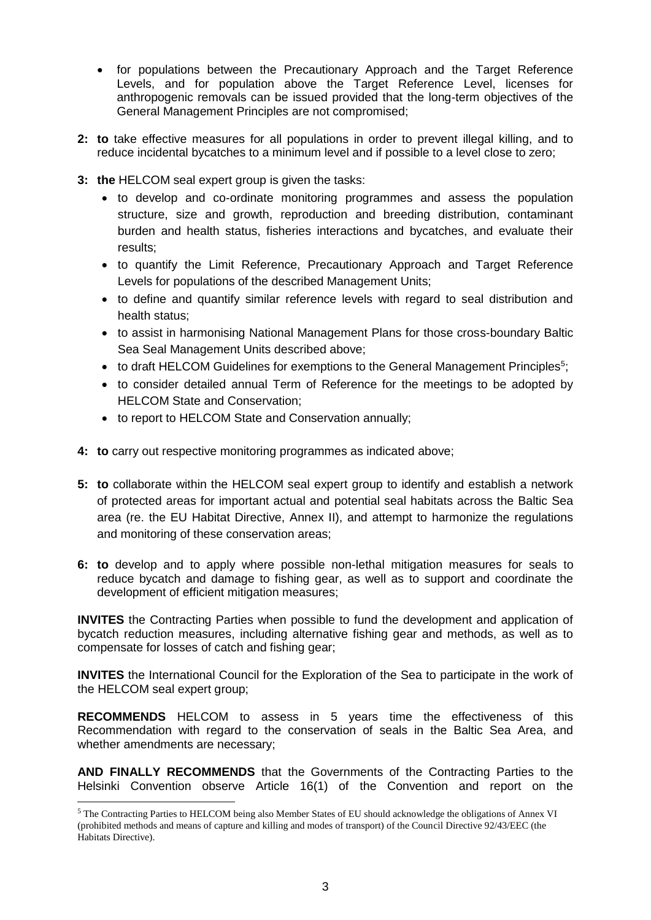- for populations between the Precautionary Approach and the Target Reference Levels, and for population above the Target Reference Level, licenses for anthropogenic removals can be issued provided that the long-term objectives of the General Management Principles are not compromised;

**2: to** take effective measures for all populations in order to prevent illegal killing, and to reduce incidental bycatches to a minimum level and if possible to a level close to zero;

**3: the** HELCOM seal expert group is given the tasks:

- to develop and co-ordinate monitoring programmes and assess the population structure, size and growth, reproduction and breeding distribution, contaminant burden and health status, fisheries interactions and bycatches, and evaluate their results;
- to quantify the Limit Reference, Precautionary Approach and Target Reference Levels for populations of the described Management Units;
- to define and quantify similar reference levels with regard to seal distribution and health status;
- to assist in harmonising National Management Plans for those cross-boundary Baltic Sea Seal Management Units described above;
- to draft HELCOM Guidelines for exemptions to the General Management Principles[5];
- to consider detailed annual Term of Reference for the meetings to be adopted by HELCOM State and Conservation;
- to report to HELCOM State and Conservation annually;

**4: to** carry out respective monitoring programmes as indicated above;

**5: to** collaborate within the HELCOM seal expert group to identify and establish a network of protected areas for important actual and potential seal habitats across the Baltic Sea area (re. the EU Habitat Directive, Annex II), and attempt to harmonize the regulations and monitoring of these conservation areas;

**6: to** develop and to apply where possible non-lethal mitigation measures for seals to reduce bycatch and damage to fishing gear, as well as to support and coordinate the development of efficient mitigation measures;

**INVITES** the Contracting Parties when possible to fund the development and application of bycatch reduction measures, including alternative fishing gear and methods, as well as to compensate for losses of catch and fishing gear;

**INVITES** the International Council for the Exploration of the Sea to participate in the work of the HELCOM seal expert group;

**RECOMMENDS** HELCOM to assess in 5 years time the effectiveness of this Recommendation with regard to the conservation of seals in the Baltic Sea Area, and whether amendments are necessary;

**AND FINALLY RECOMMENDS** that the Governments of the Contracting Parties to the Helsinki Convention observe Article 16(1) of the Convention and report on the

[5] The Contracting Parties to HELCOM being also Member States of EU should acknowledge the obligations of Annex VI (prohibited methods and means of capture and killing and modes of transport) of the Council Directive 92/43/EEC (the Habitats Directive).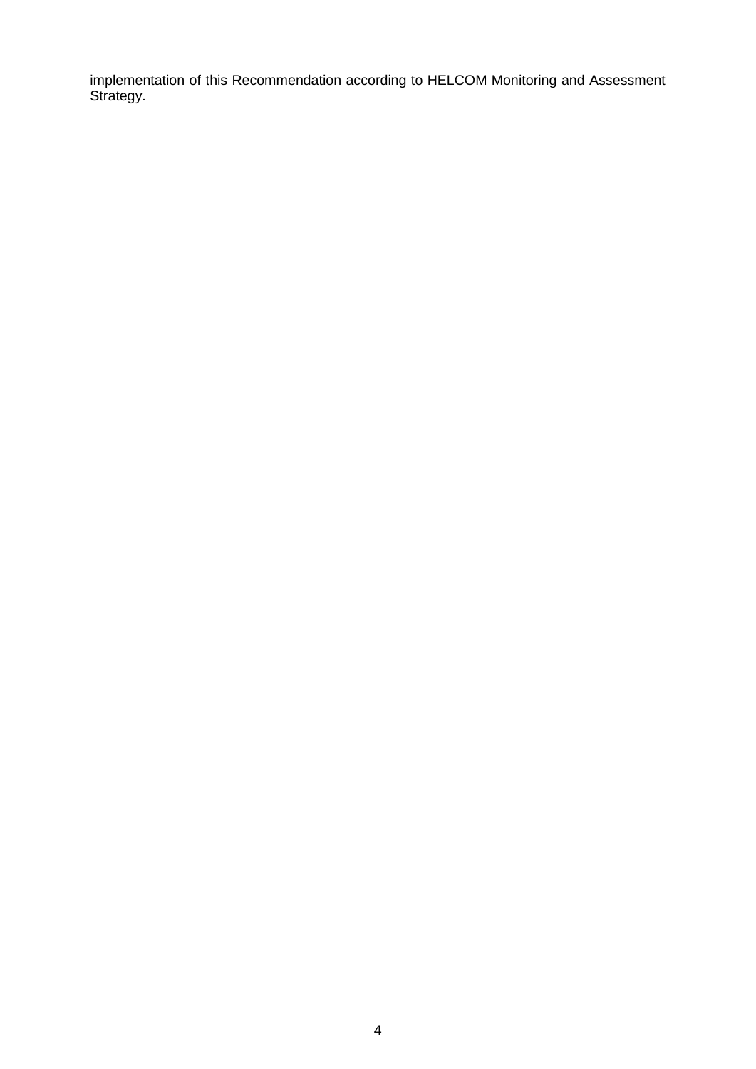implementation of this Recommendation according to HELCOM Monitoring and Assessment Strategy.